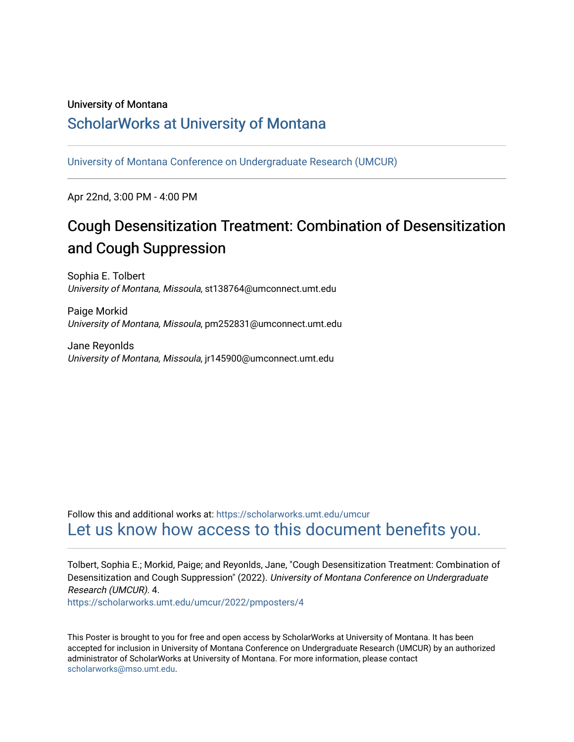University of Montana

# ScholarWorks at University of Montana

University of Montana Conference on Undergraduate Research (UMCUR)

Apr 22nd, 3:00 PM - 4:00 PM

## Cough Desensitization Treatment: Combination of Desensitization and Cough Suppression

Sophia E. Tolbert
*University of Montana, Missoula*, st138764@umconnect.umt.edu

Paige Morkid
*University of Montana, Missoula*, pm252831@umconnect.umt.edu

Jane Reyonlds
*University of Montana, Missoula*, jr145900@umconnect.umt.edu

Follow this and additional works at: https://scholarworks.umt.edu/umcur

Let us know how access to this document benefits you.

Tolbert, Sophia E.; Morkid, Paige; and Reyonlds, Jane, "Cough Desensitization Treatment: Combination of Desensitization and Cough Suppression" (2022). *University of Montana Conference on Undergraduate Research (UMCUR)*. 4.
https://scholarworks.umt.edu/umcur/2022/pmposters/4

This Poster is brought to you for free and open access by ScholarWorks at University of Montana. It has been accepted for inclusion in University of Montana Conference on Undergraduate Research (UMCUR) by an authorized administrator of ScholarWorks at University of Montana. For more information, please contact scholarworks@mso.umt.edu.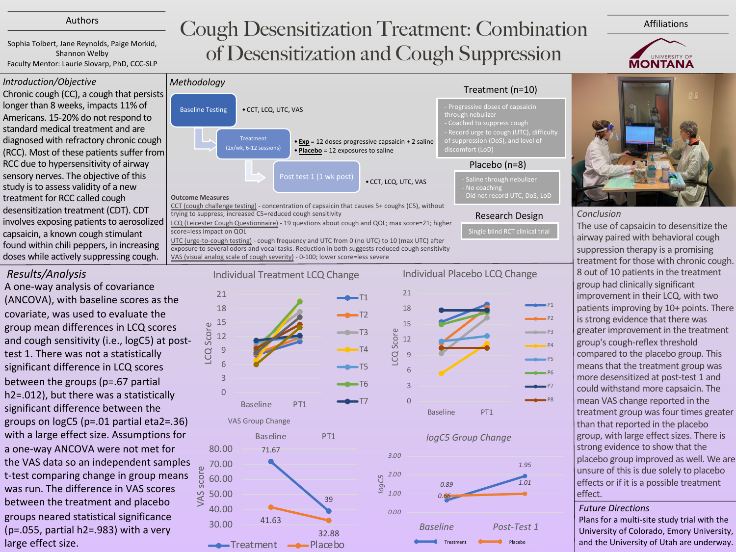# Cough Desensitization Treatment: Combination of Desensitization and Cough Suppression

## Authors

Sophia Tolbert, Jane Reynolds, Paige Morkid, Shannon Welby

Faculty Mentor: Laurie Slovarp, PhD, CCC-SLP

## Affiliations

UNIVERSITY OF MONTANA

## *Introduction/Objective*

Chronic cough (CC), a cough that persists longer than 8 weeks, impacts 11% of Americans. 15-20% do not respond to standard medical treatment and are diagnosed with refractory chronic cough (RCC). Most of these patients suffer from RCC due to hypersensitivity of airway sensory nerves. The objective of this study is to assess validity of a new treatment for RCC called cough desensitization treatment (CDT). CDT involves exposing patients to aerosolized capsaicin, a known cough stimulant found within chili peppers, in increasing doses while actively suppressing cough.

## *Methodology*

Baseline Testing
- CCT, LCQ, UTC, VAS

Treatment (2x/wk, 6-12 sessions)
- **Exp** = 12 doses progressive capsaicin + 2 saline
- **Placebo** = 12 exposures to saline

Post test 1 (1 wk post)
- CCT, LCQ, UTC, VAS

### Treatment (n=10)

- Progressive doses of capsaicin through nebulizer
- Coached to suppress cough
- Record urge to cough (UTC), difficulty of suppression (DoS), and level of discomfort (LoD)

### Placebo (n=8)

- Saline through nebulizer
- No coaching
- Did not record UTC, DoS, LoD

### Research Design

Single blind RCT clinical trial

**Outcome Measures**

CCT (cough challenge testing) - concentration of capsaicin that causes 5+ coughs (C5), without trying to suppress; increased C5=reduced cough sensitivity

LCQ (Leicester Cough Questionnaire) - 19 questions about cough and QOL; max score=21; higher score=less impact on QOL

UTC (urge-to-cough testing) - cough frequency and UTC from 0 (no UTC) to 10 (max UTC) after exposure to several odors and vocal tasks. Reduction in both suggests reduced cough sensitivity

VAS (visual analog scale of cough severity) - 0-100; lower score=less severe

## *Results/Analysis*

A one-way analysis of covariance (ANCOVA), with baseline scores as the covariate, was used to evaluate the group mean differences in LCQ scores and cough sensitivity (i.e., logC5) at post-test 1. There was not a statistically significant difference in LCQ scores between the groups (p=.67 partial h2=.012), but there was a statistically significant difference between the groups on logC5 (p=.01 partial eta2=.36) with a large effect size. Assumptions for a one-way ANCOVA were not met for the VAS data so an independent samples t-test comparing change in group means was run. The difference in VAS scores between the treatment and placebo groups neared statistical significance (p=.055, partial h2=.983) with a very large effect size.

Individual Treatment LCQ Change

LCQ Score: 0, 3, 6, 9, 12, 15, 18, 21

Baseline, PT1

T1, T2, T3, T4, T5, T6, T7

Individual Placebo LCQ Change

LCQ Score: 0, 3, 6, 9, 12, 15, 18, 21

Baseline, PT1

P1, P2, P3, P4, P5, P6, P7, P8

VAS Group Change

Baseline, PT1

VAS score: 30.00, 40.00, 50.00, 60.00, 70.00, 80.00

71.67, 39, 41.63, 32.88

Treatment, Placebo

*logC5 Group Change*

*logC5*: 0.00, 1.00, 2.00, 3.00

0.89, 0.66, 1.95, 1.01

*Baseline*, *Post-Test 1*

Treatment, Placebo

## *Conclusion*

The use of capsaicin to desensitize the airway paired with behavioral cough suppression therapy is a promising treatment for those with chronic cough. 8 out of 10 patients in the treatment group had clinically significant improvement in their LCQ, with two patients improving by 10+ points. There is strong evidence that there was greater improvement in the treatment group's cough-reflex threshold compared to the placebo group. This means that the treatment group was more desensitized at post-test 1 and could withstand more capsaicin. The mean VAS change reported in the treatment group was four times greater than that reported in the placebo group, with large effect sizes. There is strong evidence to show that the placebo group improved as well. We are unsure of this is due solely to placebo effects or if it is a possible treatment effect.

## *Future Directions*

Plans for a multi-site study trial with the University of Colorado, Emory University, and the University of Utah are underway.